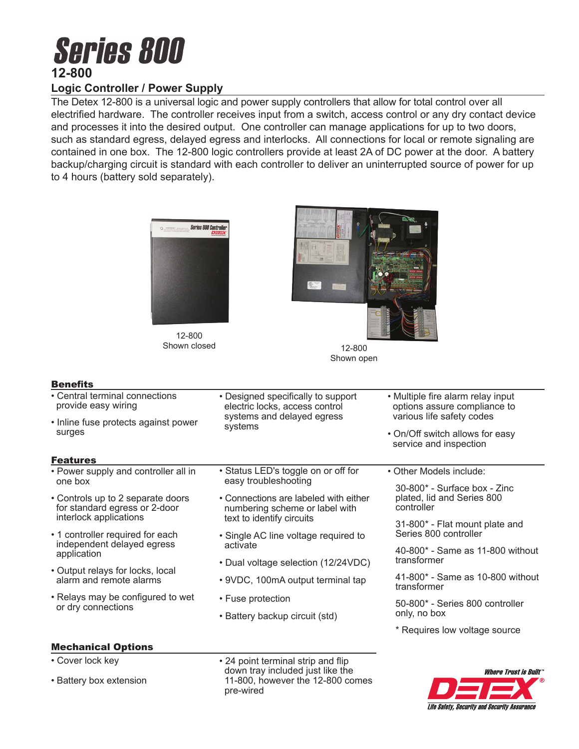# Series 800

## 12-800

### Logic Controller / Power Supply

The Detex 12-800 is a universal logic and power supply controllers that allow for total control over all electrified hardware. The controller receives input from a switch, access control or any dry contact device and processes it into the desired output. One controller can manage applications for up to two doors, such as standard egress, delayed egress and interlocks. All connections for local or remote signaling are contained in one box. The 12-800 logic controllers provide at least 2A of DC power at the door. A battery backup/charging circuit is standard with each controller to deliver an uninterrupted source of power for up to 4 hours (battery sold separately).

12-800
Shown closed

12-800
Shown open

### Benefits

- Central terminal connections provide easy wiring
- Inline fuse protects against power surges
- Designed specifically to support electric locks, access control systems and delayed egress systems
- Multiple fire alarm relay input options assure compliance to various life safety codes
- On/Off switch allows for easy service and inspection

### Features

- Power supply and controller all in one box
- Controls up to 2 separate doors for standard egress or 2-door interlock applications
- 1 controller required for each independent delayed egress application
- Output relays for locks, local alarm and remote alarms
- Relays may be configured to wet or dry connections
- Status LED's toggle on or off for easy troubleshooting
- Connections are labeled with either numbering scheme or label with text to identify circuits
- Single AC line voltage required to activate
- Dual voltage selection (12/24VDC)
- 9VDC, 100mA output terminal tap
- Fuse protection
- Battery backup circuit (std)
- Other Models include:

  30-800* - Surface box - Zinc plated, lid and Series 800 controller

  31-800* - Flat mount plate and Series 800 controller

  40-800* - Same as 11-800 without transformer

  41-800* - Same as 10-800 without transformer

  50-800* - Series 800 controller only, no box

  \* Requires low voltage source

### Mechanical Options

- Cover lock key
- Battery box extension
- 24 point terminal strip and flip down tray included just like the 11-800, however the 12-800 comes pre-wired

Where Trust is Built™
DETEX®
Life Safety, Security and Security Assurance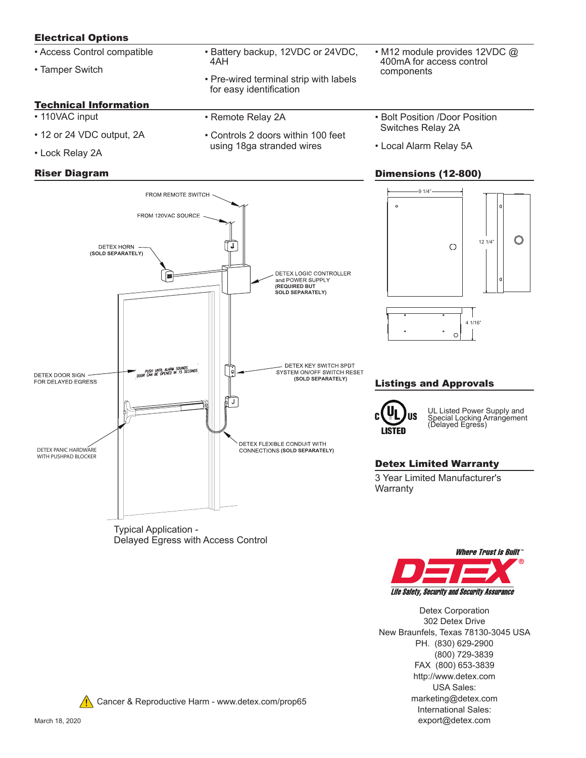## Electrical Options

- Access Control compatible
- Tamper Switch
- Battery backup, 12VDC or 24VDC, 4AH
- Pre-wired terminal strip with labels for easy identification
- M12 module provides 12VDC @ 400mA for access control components

## Technical Information

- 110VAC input
- 12 or 24 VDC output, 2A
- Lock Relay 2A
- Remote Relay 2A
- Controls 2 doors within 100 feet using 18ga stranded wires
- Bolt Position /Door Position Switches Relay 2A
- Local Alarm Relay 5A

## Riser Diagram

FROM REMOTE SWITCH

FROM 120VAC SOURCE

DETEX HORN **(SOLD SEPARATELY)**

DETEX LOGIC CONTROLLER and POWER SUPPLY **(REQUIRED BUT SOLD SEPARATELY)**

DETEX DOOR SIGN FOR DELAYED EGRESS

PUSH UNTIL ALARM SOUNDS DOOR CAN BE OPENED IN 15 SECONDS

DETEX KEY SWITCH SPDT SYSTEM ON/OFF SWITCH RESET **(SOLD SEPARATELY)**

DETEX PANIC HARDWARE WITH PUSHPAD BLOCKER

DETEX FLEXIBLE CONDUIT WITH CONNECTIONS **(SOLD SEPARATELY)**

Typical Application - Delayed Egress with Access Control

## Dimensions (12-800)

9 1/4"

12 1/4"

4 1/16"

## Listings and Approvals

c UL us LISTED

UL Listed Power Supply and Special Locking Arrangement (Delayed Egress)

## Detex Limited Warranty

3 Year Limited Manufacturer's Warranty

*Where Trust is Built™*

DETEX®

*Life Safety, Security and Security Assurance*

Detex Corporation
302 Detex Drive
New Braunfels, Texas 78130-3045 USA
PH. (830) 629-2900
(800) 729-3839
FAX (800) 653-3839
http://www.detex.com
USA Sales:
marketing@detex.com
International Sales:
export@detex.com

Cancer & Reproductive Harm - www.detex.com/prop65

March 18, 2020